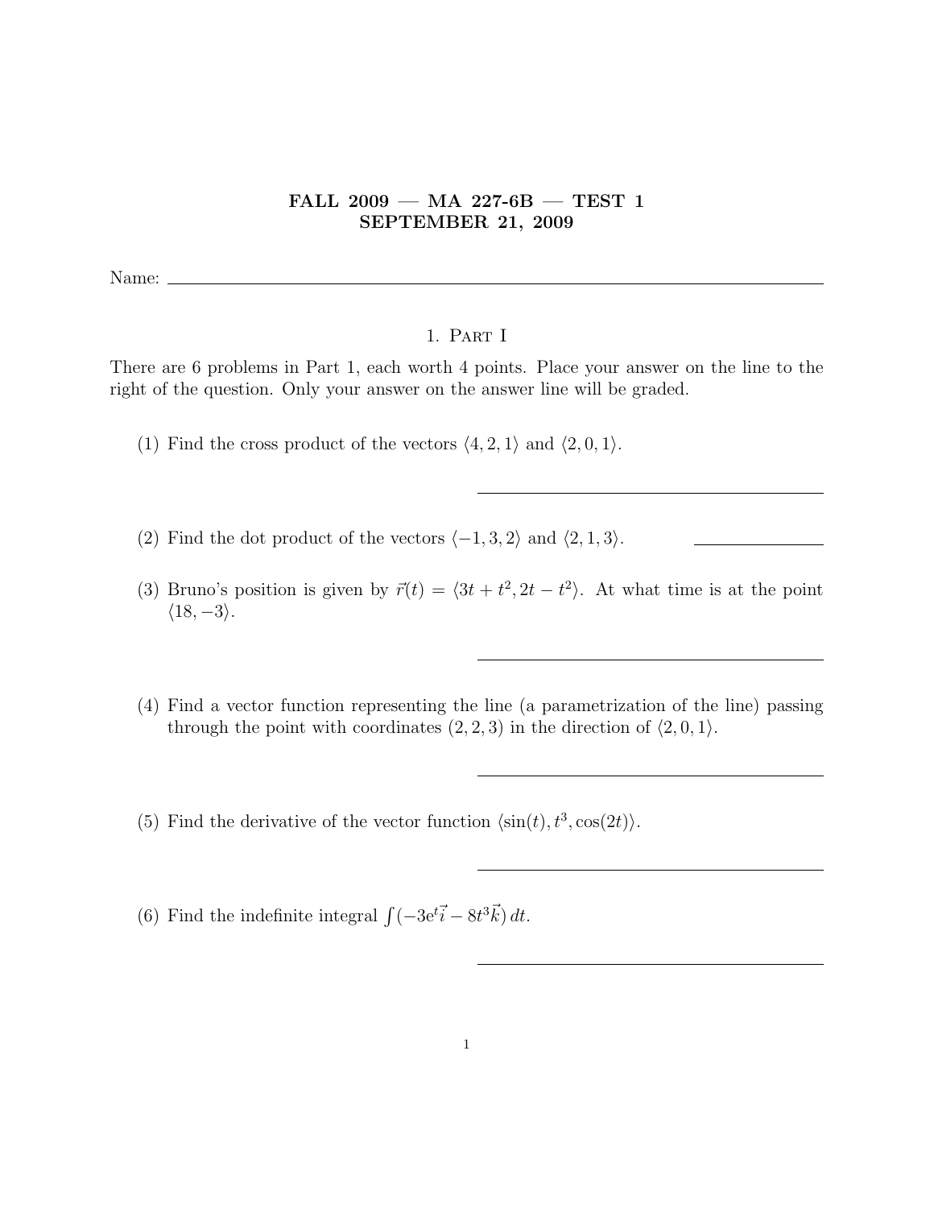# FALL 2009 — MA 227-6B — TEST 1
# SEPTEMBER 21, 2009

Name: \_\_\_\_\_\_\_\_\_\_\_\_\_\_\_\_\_\_\_\_\_\_\_\_\_\_\_\_\_\_\_\_\_\_\_\_\_\_\_\_

## 1. Part I

There are 6 problems in Part 1, each worth 4 points. Place your answer on the line to the right of the question. Only your answer on the answer line will be graded.

(1) Find the cross product of the vectors $\langle 4, 2, 1\rangle$ and $\langle 2, 0, 1\rangle$.

\_\_\_\_\_\_\_\_\_\_\_\_\_\_\_\_\_\_\_\_\_\_\_\_

(2) Find the dot product of the vectors $\langle -1, 3, 2\rangle$ and $\langle 2, 1, 3\rangle$. \_\_\_\_\_\_\_\_\_\_\_\_

(3) Bruno's position is given by $\vec{r}(t) = \langle 3t + t^2, 2t - t^2\rangle$. At what time is at the point $\langle 18, -3\rangle$.

\_\_\_\_\_\_\_\_\_\_\_\_\_\_\_\_\_\_\_\_\_\_\_\_

(4) Find a vector function representing the line (a parametrization of the line) passing through the point with coordinates $(2, 2, 3)$ in the direction of $\langle 2, 0, 1\rangle$.

\_\_\_\_\_\_\_\_\_\_\_\_\_\_\_\_\_\_\_\_\_\_\_\_

(5) Find the derivative of the vector function $\langle \sin(t), t^3, \cos(2t)\rangle$.

\_\_\_\_\_\_\_\_\_\_\_\_\_\_\_\_\_\_\_\_\_\_\_\_

(6) Find the indefinite integral $\int(-3e^t\vec{i} - 8t^3\vec{k})\,dt$.

\_\_\_\_\_\_\_\_\_\_\_\_\_\_\_\_\_\_\_\_\_\_\_\_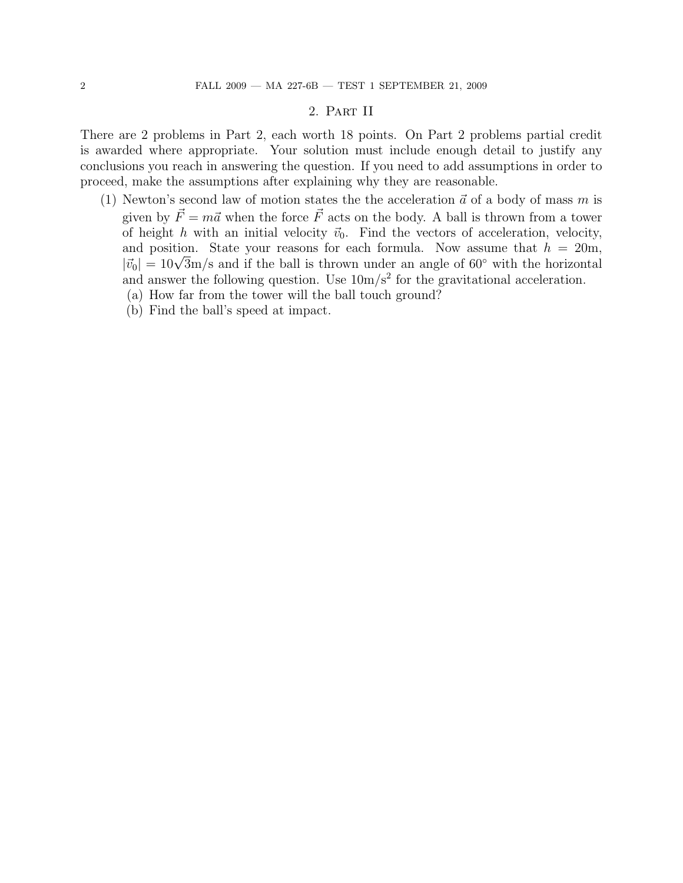## 2. Part II

There are 2 problems in Part 2, each worth 18 points. On Part 2 problems partial credit is awarded where appropriate. Your solution must include enough detail to justify any conclusions you reach in answering the question. If you need to add assumptions in order to proceed, make the assumptions after explaining why they are reasonable.

(1) Newton's second law of motion states the the acceleration $\vec{a}$ of a body of mass $m$ is given by $\vec{F} = m\vec{a}$ when the force $\vec{F}$ acts on the body. A ball is thrown from a tower of height $h$ with an initial velocity $\vec{v}_0$. Find the vectors of acceleration, velocity, and position. State your reasons for each formula. Now assume that $h = 20$m, $|\vec{v}_0| = 10\sqrt{3}$m/s and if the ball is thrown under an angle of $60^\circ$ with the horizontal and answer the following question. Use $10\text{m/s}^2$ for the gravitational acceleration.

  (a) How far from the tower will the ball touch ground?
  
  (b) Find the ball's speed at impact.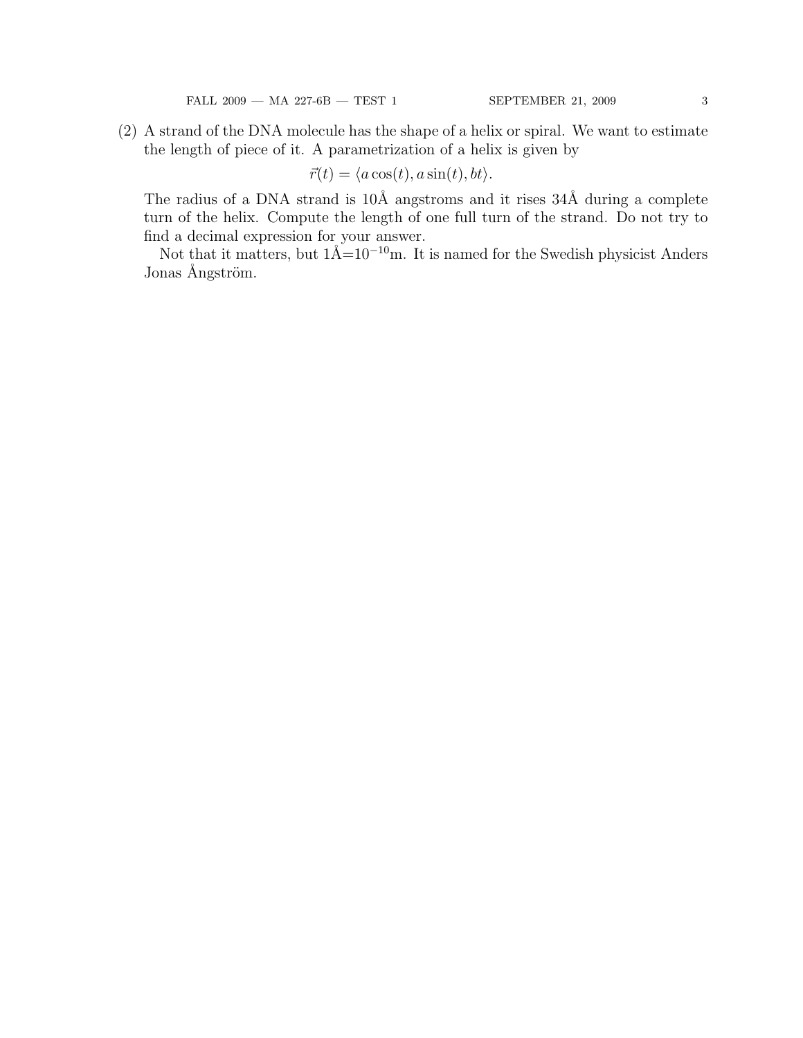(2) A strand of the DNA molecule has the shape of a helix or spiral. We want to estimate the length of piece of it. A parametrization of a helix is given by

$$\vec{r}(t) = \langle a\cos(t), a\sin(t), bt \rangle.$$

The radius of a DNA strand is 10Å angstroms and it rises 34Å during a complete turn of the helix. Compute the length of one full turn of the strand. Do not try to find a decimal expression for your answer.

Not that it matters, but 1Å$=10^{-10}$m. It is named for the Swedish physicist Anders Jonas Ångström.